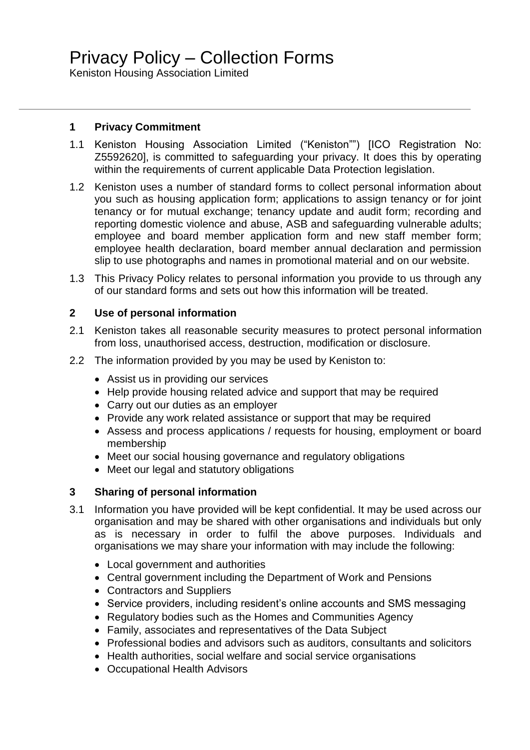# Privacy Policy – Collection Forms

Keniston Housing Association Limited

---

## 1 Privacy Commitment

1.1 Keniston Housing Association Limited ("Keniston"") [ICO Registration No: Z5592620], is committed to safeguarding your privacy. It does this by operating within the requirements of current applicable Data Protection legislation.

1.2 Keniston uses a number of standard forms to collect personal information about you such as housing application form; applications to assign tenancy or for joint tenancy or for mutual exchange; tenancy update and audit form; recording and reporting domestic violence and abuse, ASB and safeguarding vulnerable adults; employee and board member application form and new staff member form; employee health declaration, board member annual declaration and permission slip to use photographs and names in promotional material and on our website.

1.3 This Privacy Policy relates to personal information you provide to us through any of our standard forms and sets out how this information will be treated.

## 2 Use of personal information

2.1 Keniston takes all reasonable security measures to protect personal information from loss, unauthorised access, destruction, modification or disclosure.

2.2 The information provided by you may be used by Keniston to:

- Assist us in providing our services
- Help provide housing related advice and support that may be required
- Carry out our duties as an employer
- Provide any work related assistance or support that may be required
- Assess and process applications / requests for housing, employment or board membership
- Meet our social housing governance and regulatory obligations
- Meet our legal and statutory obligations

## 3 Sharing of personal information

3.1 Information you have provided will be kept confidential. It may be used across our organisation and may be shared with other organisations and individuals but only as is necessary in order to fulfil the above purposes. Individuals and organisations we may share your information with may include the following:

- Local government and authorities
- Central government including the Department of Work and Pensions
- Contractors and Suppliers
- Service providers, including resident's online accounts and SMS messaging
- Regulatory bodies such as the Homes and Communities Agency
- Family, associates and representatives of the Data Subject
- Professional bodies and advisors such as auditors, consultants and solicitors
- Health authorities, social welfare and social service organisations
- Occupational Health Advisors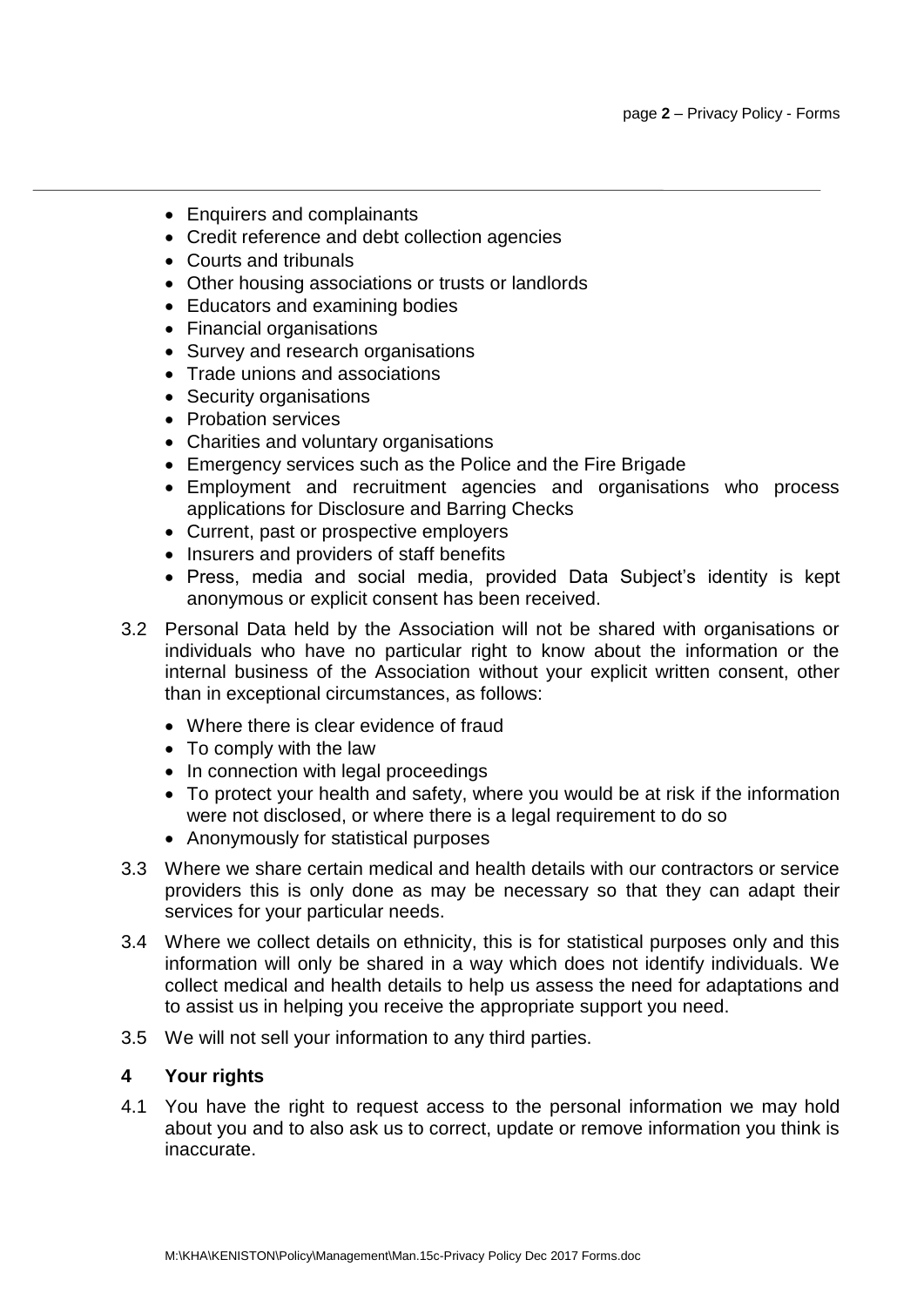- Enquirers and complainants
- Credit reference and debt collection agencies
- Courts and tribunals
- Other housing associations or trusts or landlords
- Educators and examining bodies
- Financial organisations
- Survey and research organisations
- Trade unions and associations
- Security organisations
- Probation services
- Charities and voluntary organisations
- Emergency services such as the Police and the Fire Brigade
- Employment and recruitment agencies and organisations who process applications for Disclosure and Barring Checks
- Current, past or prospective employers
- Insurers and providers of staff benefits
- Press, media and social media, provided Data Subject's identity is kept anonymous or explicit consent has been received.

3.2 Personal Data held by the Association will not be shared with organisations or individuals who have no particular right to know about the information or the internal business of the Association without your explicit written consent, other than in exceptional circumstances, as follows:

- Where there is clear evidence of fraud
- To comply with the law
- In connection with legal proceedings
- To protect your health and safety, where you would be at risk if the information were not disclosed, or where there is a legal requirement to do so
- Anonymously for statistical purposes

3.3 Where we share certain medical and health details with our contractors or service providers this is only done as may be necessary so that they can adapt their services for your particular needs.

3.4 Where we collect details on ethnicity, this is for statistical purposes only and this information will only be shared in a way which does not identify individuals. We collect medical and health details to help us assess the need for adaptations and to assist us in helping you receive the appropriate support you need.

3.5 We will not sell your information to any third parties.

## 4 Your rights

4.1 You have the right to request access to the personal information we may hold about you and to also ask us to correct, update or remove information you think is inaccurate.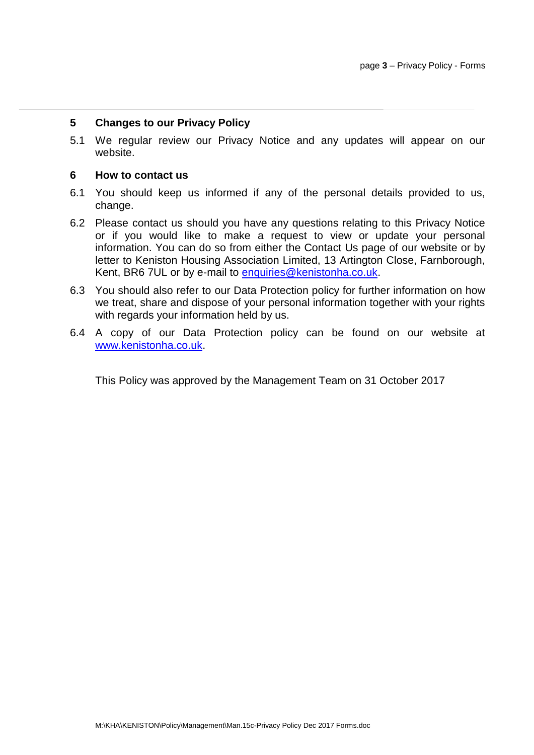## 5 Changes to our Privacy Policy

5.1 We regular review our Privacy Notice and any updates will appear on our website.

## 6 How to contact us

6.1 You should keep us informed if any of the personal details provided to us, change.

6.2 Please contact us should you have any questions relating to this Privacy Notice or if you would like to make a request to view or update your personal information. You can do so from either the Contact Us page of our website or by letter to Keniston Housing Association Limited, 13 Artington Close, Farnborough, Kent, BR6 7UL or by e-mail to enquiries@kenistonha.co.uk.

6.3 You should also refer to our Data Protection policy for further information on how we treat, share and dispose of your personal information together with your rights with regards your information held by us.

6.4 A copy of our Data Protection policy can be found on our website at www.kenistonha.co.uk.

This Policy was approved by the Management Team on 31 October 2017